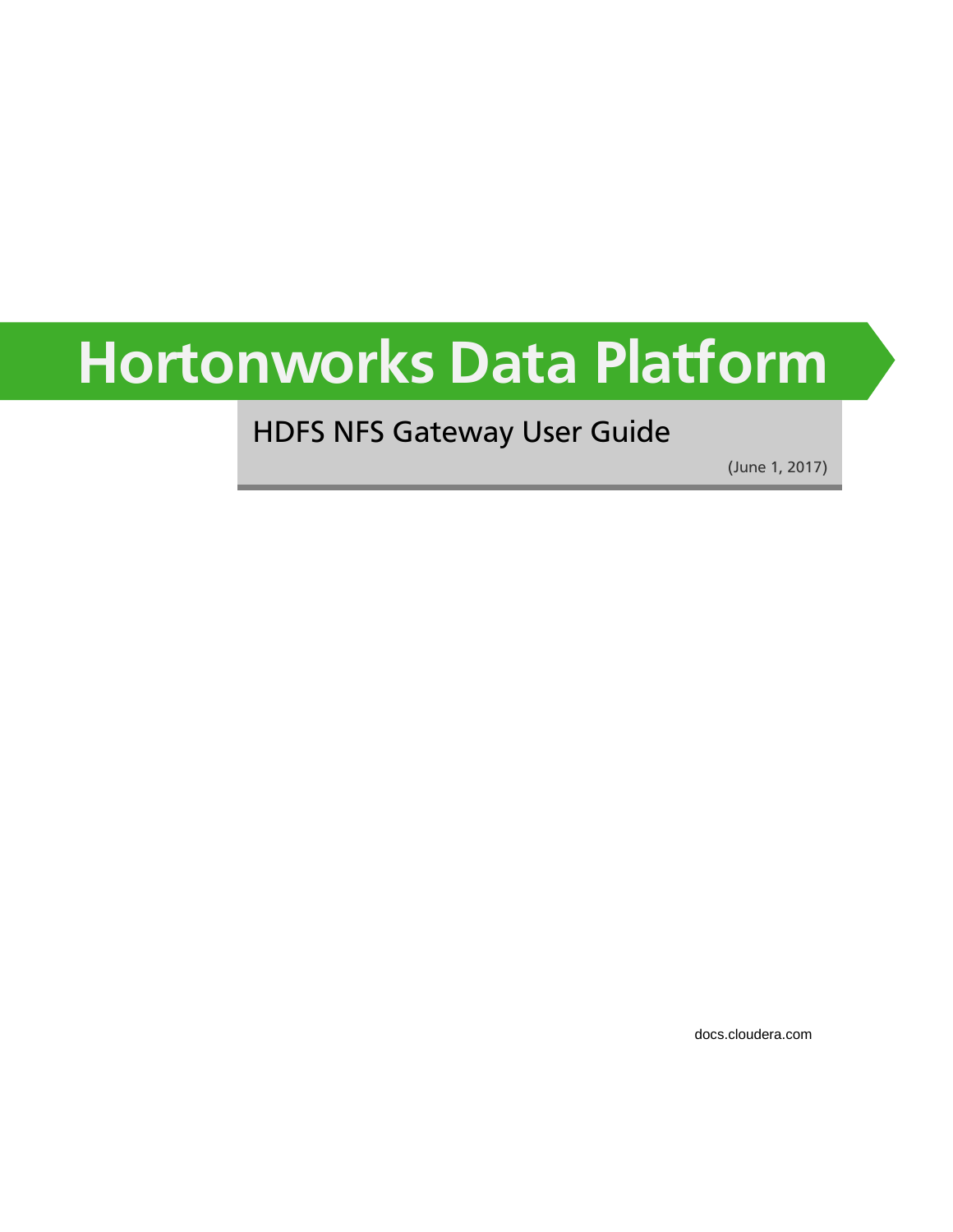# Hortonworks Data Platform

## HDFS NFS Gateway User Guide

(June 1, 2017)

docs.cloudera.com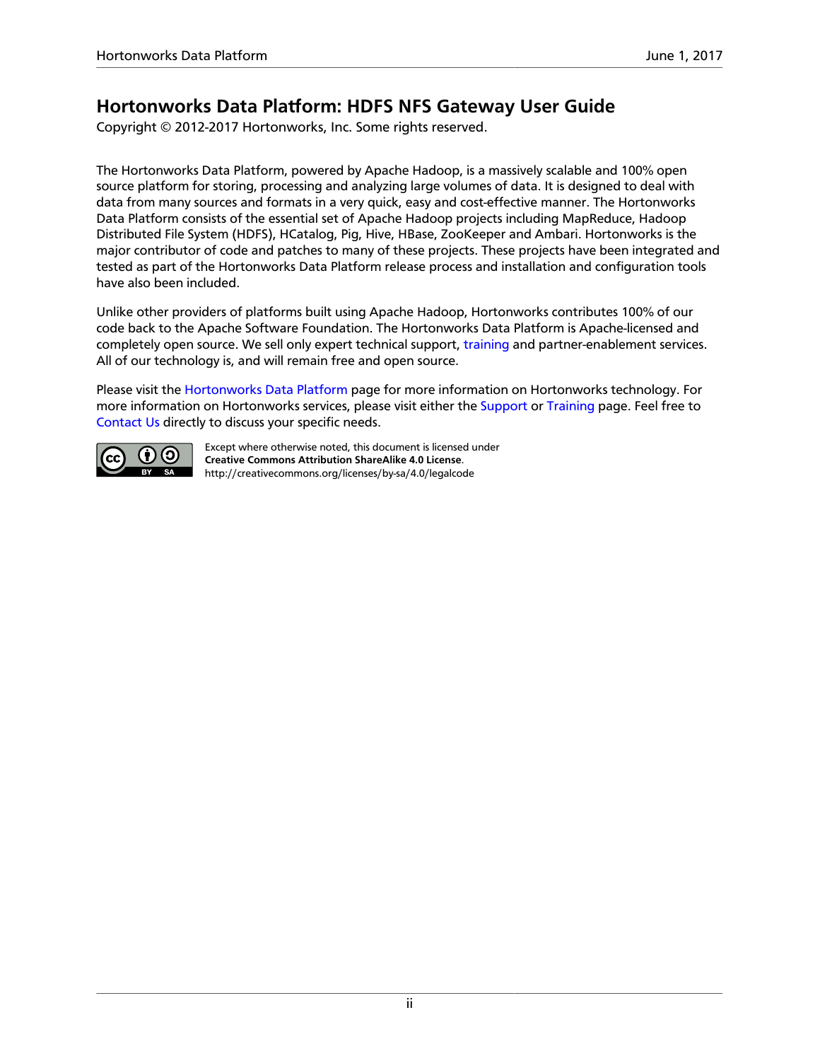# Hortonworks Data Platform: HDFS NFS Gateway User Guide

Copyright © 2012-2017 Hortonworks, Inc. Some rights reserved.

The Hortonworks Data Platform, powered by Apache Hadoop, is a massively scalable and 100% open source platform for storing, processing and analyzing large volumes of data. It is designed to deal with data from many sources and formats in a very quick, easy and cost-effective manner. The Hortonworks Data Platform consists of the essential set of Apache Hadoop projects including MapReduce, Hadoop Distributed File System (HDFS), HCatalog, Pig, Hive, HBase, ZooKeeper and Ambari. Hortonworks is the major contributor of code and patches to many of these projects. These projects have been integrated and tested as part of the Hortonworks Data Platform release process and installation and configuration tools have also been included.

Unlike other providers of platforms built using Apache Hadoop, Hortonworks contributes 100% of our code back to the Apache Software Foundation. The Hortonworks Data Platform is Apache-licensed and completely open source. We sell only expert technical support, training and partner-enablement services. All of our technology is, and will remain free and open source.

Please visit the Hortonworks Data Platform page for more information on Hortonworks technology. For more information on Hortonworks services, please visit either the Support or Training page. Feel free to Contact Us directly to discuss your specific needs.

Except where otherwise noted, this document is licensed under **Creative Commons Attribution ShareAlike 4.0 License**.
http://creativecommons.org/licenses/by-sa/4.0/legalcode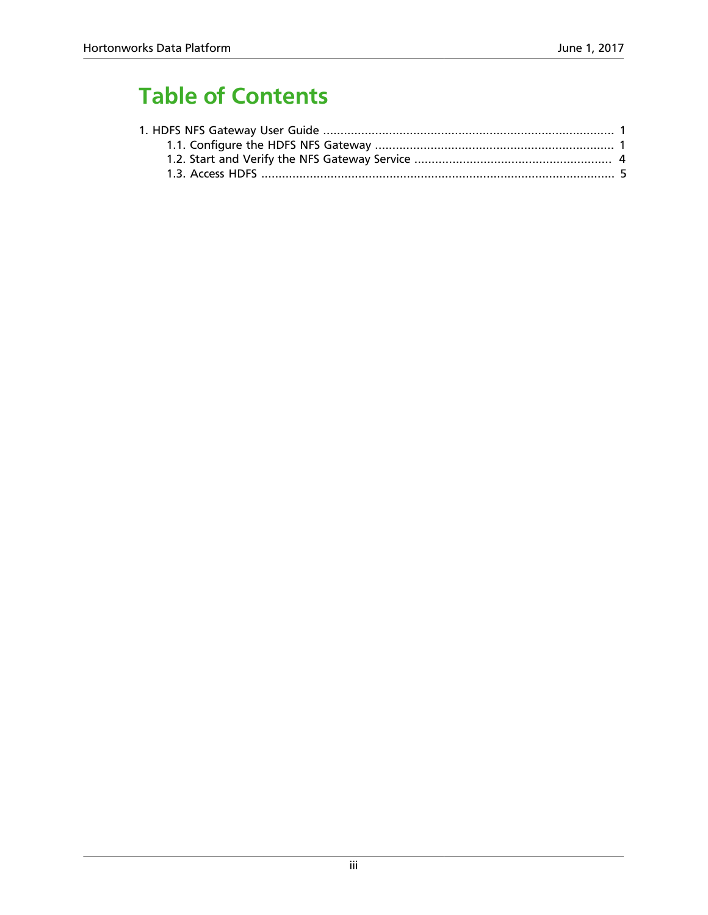# Table of Contents

1. HDFS NFS Gateway User Guide ........................................................................................ 1
   - 1.1. Configure the HDFS NFS Gateway ........................................................................ 1
   - 1.2. Start and Verify the NFS Gateway Service ............................................................ 4
   - 1.3. Access HDFS ......................................................................................................... 5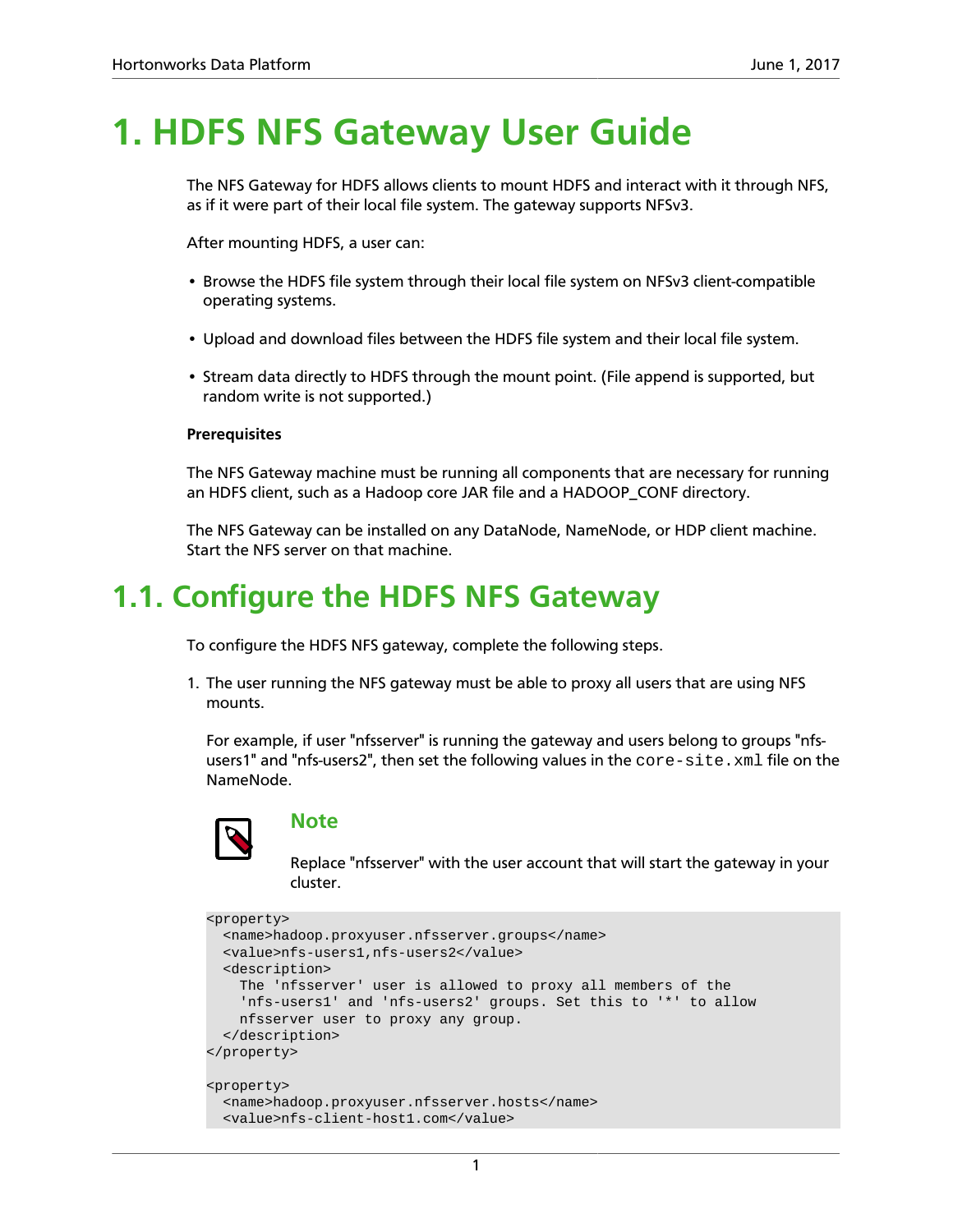# 1. HDFS NFS Gateway User Guide

The NFS Gateway for HDFS allows clients to mount HDFS and interact with it through NFS, as if it were part of their local file system. The gateway supports NFSv3.

After mounting HDFS, a user can:

- Browse the HDFS file system through their local file system on NFSv3 client-compatible operating systems.
- Upload and download files between the HDFS file system and their local file system.
- Stream data directly to HDFS through the mount point. (File append is supported, but random write is not supported.)

**Prerequisites**

The NFS Gateway machine must be running all components that are necessary for running an HDFS client, such as a Hadoop core JAR file and a HADOOP_CONF directory.

The NFS Gateway can be installed on any DataNode, NameNode, or HDP client machine. Start the NFS server on that machine.

## 1.1. Configure the HDFS NFS Gateway

To configure the HDFS NFS gateway, complete the following steps.

1. The user running the NFS gateway must be able to proxy all users that are using NFS mounts.

   For example, if user "nfsserver" is running the gateway and users belong to groups "nfs-users1" and "nfs-users2", then set the following values in the `core-site.xml` file on the NameNode.

   **Note**

   Replace "nfsserver" with the user account that will start the gateway in your cluster.

```
<property>
  <name>hadoop.proxyuser.nfsserver.groups</name>
  <value>nfs-users1,nfs-users2</value>
  <description>
    The 'nfsserver' user is allowed to proxy all members of the
    'nfs-users1' and 'nfs-users2' groups. Set this to '*' to allow
    nfsserver user to proxy any group.
  </description>
</property>

<property>
  <name>hadoop.proxyuser.nfsserver.hosts</name>
  <value>nfs-client-host1.com</value>
```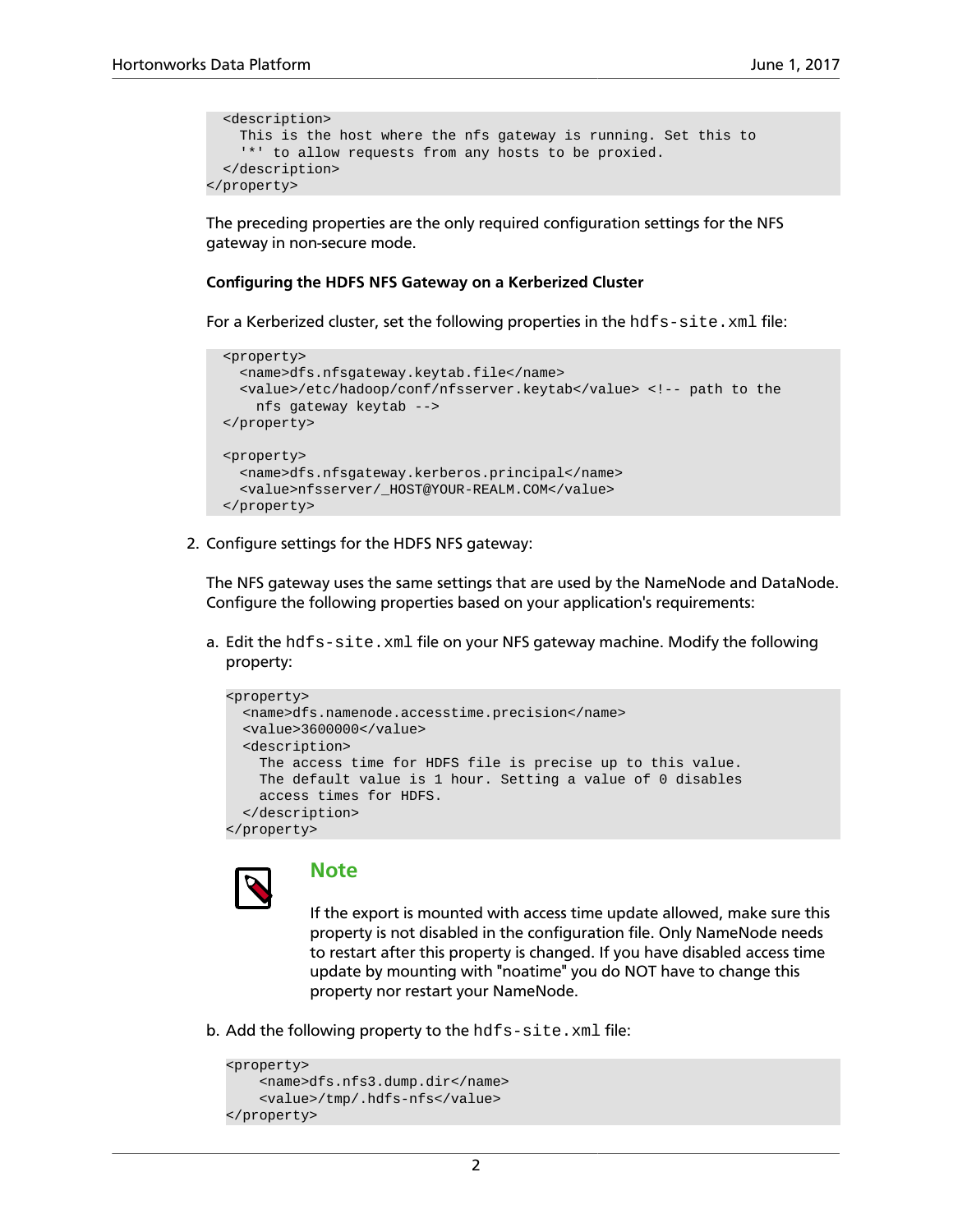```
  <description>
    This is the host where the nfs gateway is running. Set this to
    '*' to allow requests from any hosts to be proxied.
  </description>
</property>
```

The preceding properties are the only required configuration settings for the NFS gateway in non-secure mode.

**Configuring the HDFS NFS Gateway on a Kerberized Cluster**

For a Kerberized cluster, set the following properties in the `hdfs-site.xml` file:

```
  <property>
    <name>dfs.nfsgateway.keytab.file</name>
    <value>/etc/hadoop/conf/nfsserver.keytab</value> <!-- path to the
      nfs gateway keytab -->
  </property>

  <property>
    <name>dfs.nfsgateway.kerberos.principal</name>
    <value>nfsserver/_HOST@YOUR-REALM.COM</value>
  </property>
```

2. Configure settings for the HDFS NFS gateway:

   The NFS gateway uses the same settings that are used by the NameNode and DataNode. Configure the following properties based on your application's requirements:

   a. Edit the `hdfs-site.xml` file on your NFS gateway machine. Modify the following property:

   ```
   <property>
     <name>dfs.namenode.accesstime.precision</name>
     <value>3600000</value>
     <description>
       The access time for HDFS file is precise up to this value.
       The default value is 1 hour. Setting a value of 0 disables
       access times for HDFS.
     </description>
   </property>
   ```

   > **Note**
   >
   > If the export is mounted with access time update allowed, make sure this property is not disabled in the configuration file. Only NameNode needs to restart after this property is changed. If you have disabled access time update by mounting with "noatime" you do NOT have to change this property nor restart your NameNode.

   b. Add the following property to the `hdfs-site.xml` file:

   ```
   <property>
       <name>dfs.nfs3.dump.dir</name>
       <value>/tmp/.hdfs-nfs</value>
   </property>
   ```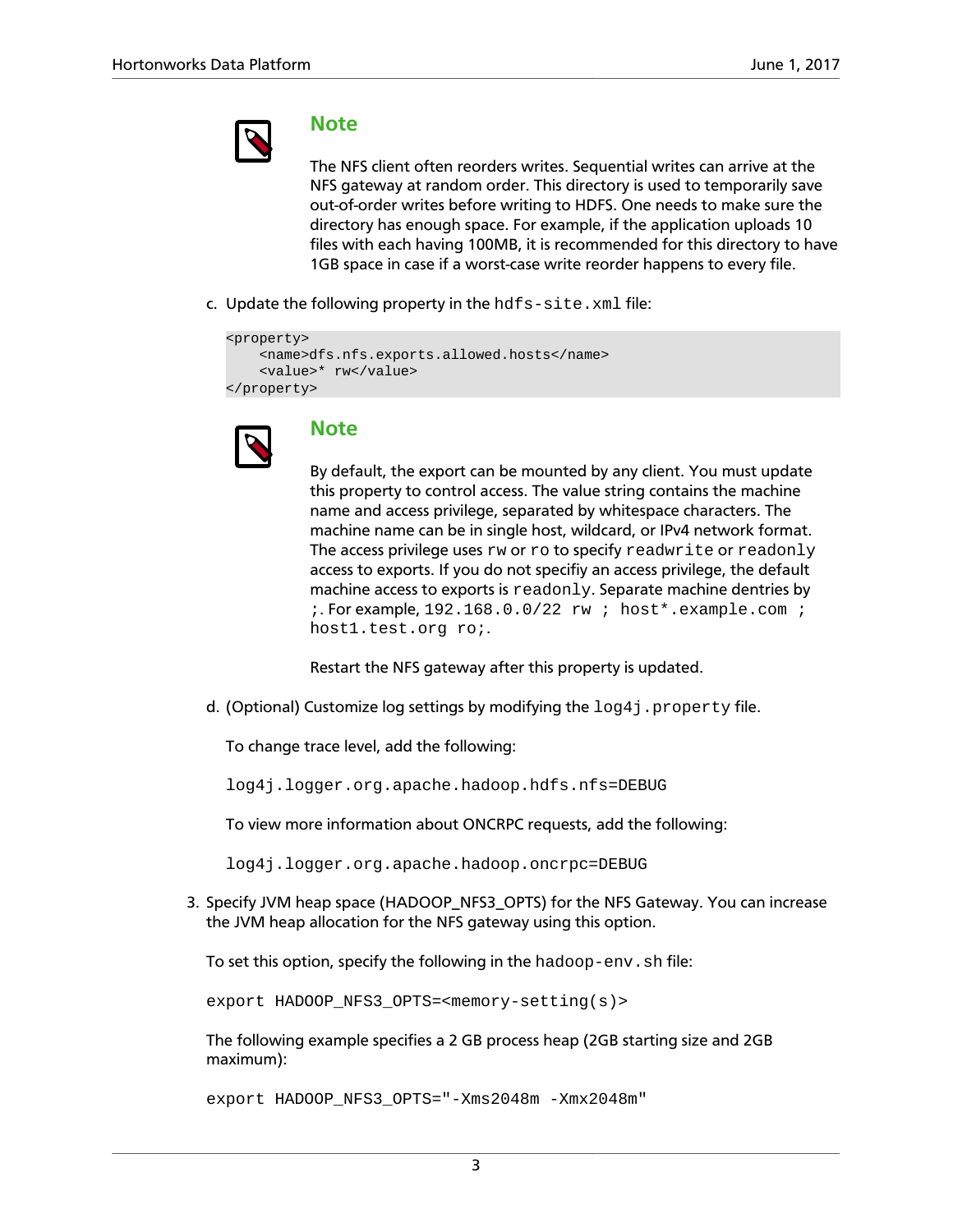> **Note**
>
> The NFS client often reorders writes. Sequential writes can arrive at the NFS gateway at random order. This directory is used to temporarily save out-of-order writes before writing to HDFS. One needs to make sure the directory has enough space. For example, if the application uploads 10 files with each having 100MB, it is recommended for this directory to have 1GB space in case if a worst-case write reorder happens to every file.

c. Update the following property in the `hdfs-site.xml` file:

```
<property>
    <name>dfs.nfs.exports.allowed.hosts</name>
    <value>* rw</value>
</property>
```

> **Note**
>
> By default, the export can be mounted by any client. You must update this property to control access. The value string contains the machine name and access privilege, separated by whitespace characters. The machine name can be in single host, wildcard, or IPv4 network format. The access privilege uses `rw` or `ro` to specify `readwrite` or `readonly` access to exports. If you do not specifiy an access privilege, the default machine access to exports is `readonly`. Separate machine dentries by `;`. For example, `192.168.0.0/22 rw ; host*.example.com ; host1.test.org ro;`.
>
> Restart the NFS gateway after this property is updated.

d. (Optional) Customize log settings by modifying the `log4j.property` file.

   To change trace level, add the following:

   ```
   log4j.logger.org.apache.hadoop.hdfs.nfs=DEBUG
   ```

   To view more information about ONCRPC requests, add the following:

   ```
   log4j.logger.org.apache.hadoop.oncrpc=DEBUG
   ```

3. Specify JVM heap space (HADOOP_NFS3_OPTS) for the NFS Gateway. You can increase the JVM heap allocation for the NFS gateway using this option.

   To set this option, specify the following in the `hadoop-env.sh` file:

   ```
   export HADOOP_NFS3_OPTS=<memory-setting(s)>
   ```

   The following example specifies a 2 GB process heap (2GB starting size and 2GB maximum):

   ```
   export HADOOP_NFS3_OPTS="-Xms2048m -Xmx2048m"
   ```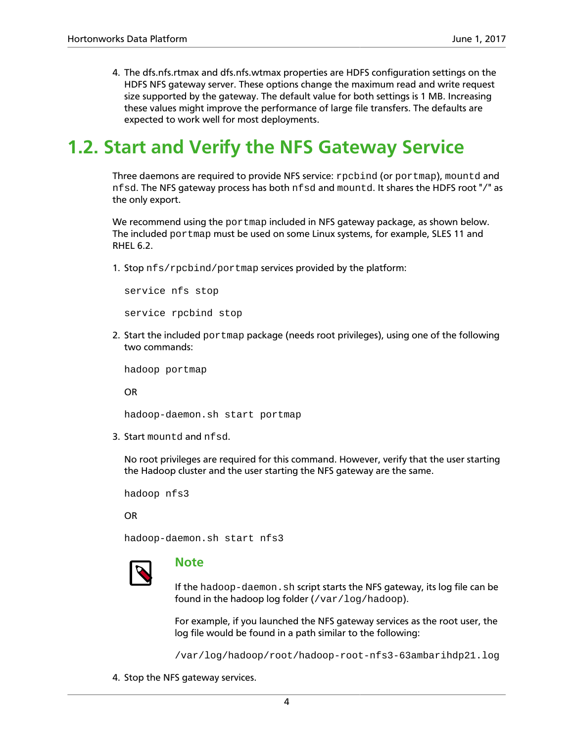4. The dfs.nfs.rtmax and dfs.nfs.wtmax properties are HDFS configuration settings on the HDFS NFS gateway server. These options change the maximum read and write request size supported by the gateway. The default value for both settings is 1 MB. Increasing these values might improve the performance of large file transfers. The defaults are expected to work well for most deployments.

## 1.2. Start and Verify the NFS Gateway Service

Three daemons are required to provide NFS service: `rpcbind` (or `portmap`), `mountd` and `nfsd`. The NFS gateway process has both `nfsd` and `mountd`. It shares the HDFS root "/" as the only export.

We recommend using the `portmap` included in NFS gateway package, as shown below. The included `portmap` must be used on some Linux systems, for example, SLES 11 and RHEL 6.2.

1. Stop `nfs/rpcbind/portmap` services provided by the platform:

   ```
   service nfs stop
   ```

   ```
   service rpcbind stop
   ```

2. Start the included `portmap` package (needs root privileges), using one of the following two commands:

   ```
   hadoop portmap
   ```

   OR

   ```
   hadoop-daemon.sh start portmap
   ```

3. Start `mountd` and `nfsd`.

   No root privileges are required for this command. However, verify that the user starting the Hadoop cluster and the user starting the NFS gateway are the same.

   ```
   hadoop nfs3
   ```

   OR

   ```
   hadoop-daemon.sh start nfs3
   ```

   > **Note**
   >
   > If the `hadoop-daemon.sh` script starts the NFS gateway, its log file can be found in the hadoop log folder (`/var/log/hadoop`).
   >
   > For example, if you launched the NFS gateway services as the root user, the log file would be found in a path similar to the following:
   >
   > `/var/log/hadoop/root/hadoop-root-nfs3-63ambarihdp21.log`

4. Stop the NFS gateway services.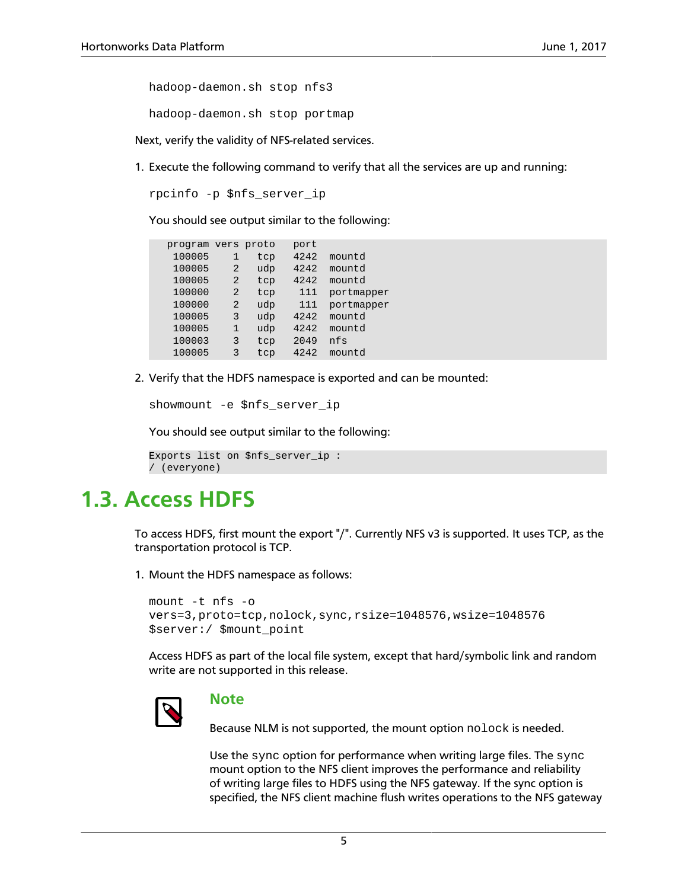```
hadoop-daemon.sh stop nfs3
```

```
hadoop-daemon.sh stop portmap
```

Next, verify the validity of NFS-related services.

1. Execute the following command to verify that all the services are up and running:

   ```
   rpcinfo -p $nfs_server_ip
   ```

   You should see output similar to the following:

   ```
      program vers proto   port
       100005    1   tcp   4242  mountd
       100005    2   udp   4242  mountd
       100005    2   tcp   4242  mountd
       100000    2   tcp    111  portmapper
       100000    2   udp    111  portmapper
       100005    3   udp   4242  mountd
       100005    1   udp   4242  mountd
       100003    3   tcp   2049  nfs
       100005    3   tcp   4242  mountd
   ```

2. Verify that the HDFS namespace is exported and can be mounted:

   ```
   showmount -e $nfs_server_ip
   ```

   You should see output similar to the following:

   ```
   Exports list on $nfs_server_ip :
   / (everyone)
   ```

## 1.3. Access HDFS

To access HDFS, first mount the export "/". Currently NFS v3 is supported. It uses TCP, as the transportation protocol is TCP.

1. Mount the HDFS namespace as follows:

   ```
   mount -t nfs -o
   vers=3,proto=tcp,nolock,sync,rsize=1048576,wsize=1048576
   $server:/ $mount_point
   ```

   Access HDFS as part of the local file system, except that hard/symbolic link and random write are not supported in this release.

   > **Note**
   >
   > Because NLM is not supported, the mount option `nolock` is needed.
   >
   > Use the `sync` option for performance when writing large files. The `sync` mount option to the NFS client improves the performance and reliability of writing large files to HDFS using the NFS gateway. If the sync option is specified, the NFS client machine flush writes operations to the NFS gateway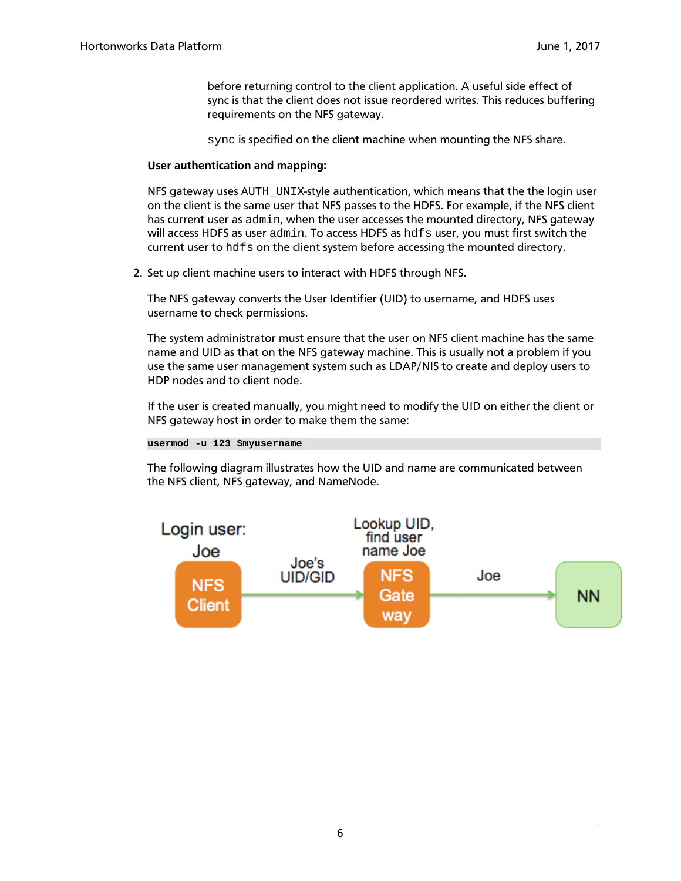before returning control to the client application. A useful side effect of sync is that the client does not issue reordered writes. This reduces buffering requirements on the NFS gateway.

`sync` is specified on the client machine when mounting the NFS share.

**User authentication and mapping:**

NFS gateway uses AUTH_UNIX-style authentication, which means that the the login user on the client is the same user that NFS passes to the HDFS. For example, if the NFS client has current user as `admin`, when the user accesses the mounted directory, NFS gateway will access HDFS as user `admin`. To access HDFS as `hdfs` user, you must first switch the current user to `hdfs` on the client system before accessing the mounted directory.

2. Set up client machine users to interact with HDFS through NFS.

   The NFS gateway converts the User Identifier (UID) to username, and HDFS uses username to check permissions.

   The system administrator must ensure that the user on NFS client machine has the same name and UID as that on the NFS gateway machine. This is usually not a problem if you use the same user management system such as LDAP/NIS to create and deploy users to HDP nodes and to client node.

   If the user is created manually, you might need to modify the UID on either the client or NFS gateway host in order to make them the same:

   ```
   usermod -u 123 $myusername
   ```

   The following diagram illustrates how the UID and name are communicated between the NFS client, NFS gateway, and NameNode.

Login user: Joe

NFS Client

Joe's UID/GID

Lookup UID, find user name Joe

NFS Gate way

Joe

NN